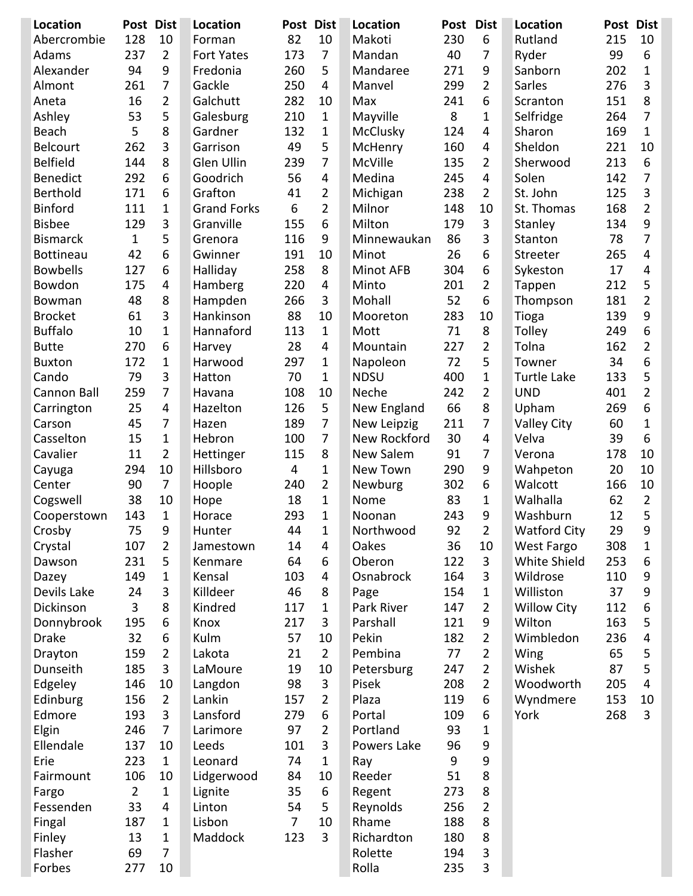| Location | Post | Dist |
|---|---|---|
| Abercrombie | 128 | 10 |
| Adams | 237 | 2 |
| Alexander | 94 | 9 |
| Almont | 261 | 7 |
| Aneta | 16 | 2 |
| Ashley | 53 | 5 |
| Beach | 5 | 8 |
| Belcourt | 262 | 3 |
| Belfield | 144 | 8 |
| Benedict | 292 | 6 |
| Berthold | 171 | 6 |
| Binford | 111 | 1 |
| Bisbee | 129 | 3 |
| Bismarck | 1 | 5 |
| Bottineau | 42 | 6 |
| Bowbells | 127 | 6 |
| Bowdon | 175 | 4 |
| Bowman | 48 | 8 |
| Brocket | 61 | 3 |
| Buffalo | 10 | 1 |
| Butte | 270 | 6 |
| Buxton | 172 | 1 |
| Cando | 79 | 3 |
| Cannon Ball | 259 | 7 |
| Carrington | 25 | 4 |
| Carson | 45 | 7 |
| Casselton | 15 | 1 |
| Cavalier | 11 | 2 |
| Cayuga | 294 | 10 |
| Center | 90 | 7 |
| Cogswell | 38 | 10 |
| Cooperstown | 143 | 1 |
| Crosby | 75 | 9 |
| Crystal | 107 | 2 |
| Dawson | 231 | 5 |
| Dazey | 149 | 1 |
| Devils Lake | 24 | 3 |
| Dickinson | 3 | 8 |
| Donnybrook | 195 | 6 |
| Drake | 32 | 6 |
| Drayton | 159 | 2 |
| Dunseith | 185 | 3 |
| Edgeley | 146 | 10 |
| Edinburg | 156 | 2 |
| Edmore | 193 | 3 |
| Elgin | 246 | 7 |
| Ellendale | 137 | 10 |
| Erie | 223 | 1 |
| Fairmount | 106 | 10 |
| Fargo | 2 | 1 |
| Fessenden | 33 | 4 |
| Fingal | 187 | 1 |
| Finley | 13 | 1 |
| Flasher | 69 | 7 |
| Forbes | 277 | 10 |
| Forman | 82 | 10 |
| Fort Yates | 173 | 7 |
| Fredonia | 260 | 5 |
| Gackle | 250 | 4 |
| Galchutt | 282 | 10 |
| Galesburg | 210 | 1 |
| Gardner | 132 | 1 |
| Garrison | 49 | 5 |
| Glen Ullin | 239 | 7 |
| Goodrich | 56 | 4 |
| Grafton | 41 | 2 |
| Grand Forks | 6 | 2 |
| Granville | 155 | 6 |
| Grenora | 116 | 9 |
| Gwinner | 191 | 10 |
| Halliday | 258 | 8 |
| Hamberg | 220 | 4 |
| Hampden | 266 | 3 |
| Hankinson | 88 | 10 |
| Hannaford | 113 | 1 |
| Harvey | 28 | 4 |
| Harwood | 297 | 1 |
| Hatton | 70 | 1 |
| Havana | 108 | 10 |
| Hazelton | 126 | 5 |
| Hazen | 189 | 7 |
| Hebron | 100 | 7 |
| Hettinger | 115 | 8 |
| Hillsboro | 4 | 1 |
| Hoople | 240 | 2 |
| Hope | 18 | 1 |
| Horace | 293 | 1 |
| Hunter | 44 | 1 |
| Jamestown | 14 | 4 |
| Kenmare | 64 | 6 |
| Kensal | 103 | 4 |
| Killdeer | 46 | 8 |
| Kindred | 117 | 1 |
| Knox | 217 | 3 |
| Kulm | 57 | 10 |
| Lakota | 21 | 2 |
| LaMoure | 19 | 10 |
| Langdon | 98 | 3 |
| Lankin | 157 | 2 |
| Lansford | 279 | 6 |
| Larimore | 97 | 2 |
| Leeds | 101 | 3 |
| Leonard | 74 | 1 |
| Lidgerwood | 84 | 10 |
| Lignite | 35 | 6 |
| Linton | 54 | 5 |
| Lisbon | 7 | 10 |
| Maddock | 123 | 3 |
| Makoti | 230 | 6 |
| Mandan | 40 | 7 |
| Mandaree | 271 | 9 |
| Manvel | 299 | 2 |
| Max | 241 | 6 |
| Mayville | 8 | 1 |
| McClusky | 124 | 4 |
| McHenry | 160 | 4 |
| McVille | 135 | 2 |
| Medina | 245 | 4 |
| Michigan | 238 | 2 |
| Milnor | 148 | 10 |
| Milton | 179 | 3 |
| Minnewaukan | 86 | 3 |
| Minot | 26 | 6 |
| Minot AFB | 304 | 6 |
| Minto | 201 | 2 |
| Mohall | 52 | 6 |
| Mooreton | 283 | 10 |
| Mott | 71 | 8 |
| Mountain | 227 | 2 |
| Napoleon | 72 | 5 |
| NDSU | 400 | 1 |
| Neche | 242 | 2 |
| New England | 66 | 8 |
| New Leipzig | 211 | 7 |
| New Rockford | 30 | 4 |
| New Salem | 91 | 7 |
| New Town | 290 | 9 |
| Newburg | 302 | 6 |
| Nome | 83 | 1 |
| Noonan | 243 | 9 |
| Northwood | 92 | 2 |
| Oakes | 36 | 10 |
| Oberon | 122 | 3 |
| Osnabrock | 164 | 3 |
| Page | 154 | 1 |
| Park River | 147 | 2 |
| Parshall | 121 | 9 |
| Pekin | 182 | 2 |
| Pembina | 77 | 2 |
| Petersburg | 247 | 2 |
| Pisek | 208 | 2 |
| Plaza | 119 | 6 |
| Portal | 109 | 6 |
| Portland | 93 | 1 |
| Powers Lake | 96 | 9 |
| Ray | 9 | 9 |
| Reeder | 51 | 8 |
| Regent | 273 | 8 |
| Reynolds | 256 | 2 |
| Rhame | 188 | 8 |
| Richardton | 180 | 8 |
| Rolette | 194 | 3 |
| Rolla | 235 | 3 |
| Rutland | 215 | 10 |
| Ryder | 99 | 6 |
| Sanborn | 202 | 1 |
| Sarles | 276 | 3 |
| Scranton | 151 | 8 |
| Selfridge | 264 | 7 |
| Sharon | 169 | 1 |
| Sheldon | 221 | 10 |
| Sherwood | 213 | 6 |
| Solen | 142 | 7 |
| St. John | 125 | 3 |
| St. Thomas | 168 | 2 |
| Stanley | 134 | 9 |
| Stanton | 78 | 7 |
| Streeter | 265 | 4 |
| Sykeston | 17 | 4 |
| Tappen | 212 | 5 |
| Thompson | 181 | 2 |
| Tioga | 139 | 9 |
| Tolley | 249 | 6 |
| Tolna | 162 | 2 |
| Towner | 34 | 6 |
| Turtle Lake | 133 | 5 |
| UND | 401 | 2 |
| Upham | 269 | 6 |
| Valley City | 60 | 1 |
| Velva | 39 | 6 |
| Verona | 178 | 10 |
| Wahpeton | 20 | 10 |
| Walcott | 166 | 10 |
| Walhalla | 62 | 2 |
| Washburn | 12 | 5 |
| Watford City | 29 | 9 |
| West Fargo | 308 | 1 |
| White Shield | 253 | 6 |
| Wildrose | 110 | 9 |
| Williston | 37 | 9 |
| Willow City | 112 | 6 |
| Wilton | 163 | 5 |
| Wimbledon | 236 | 4 |
| Wing | 65 | 5 |
| Wishek | 87 | 5 |
| Woodworth | 205 | 4 |
| Wyndmere | 153 | 10 |
| York | 268 | 3 |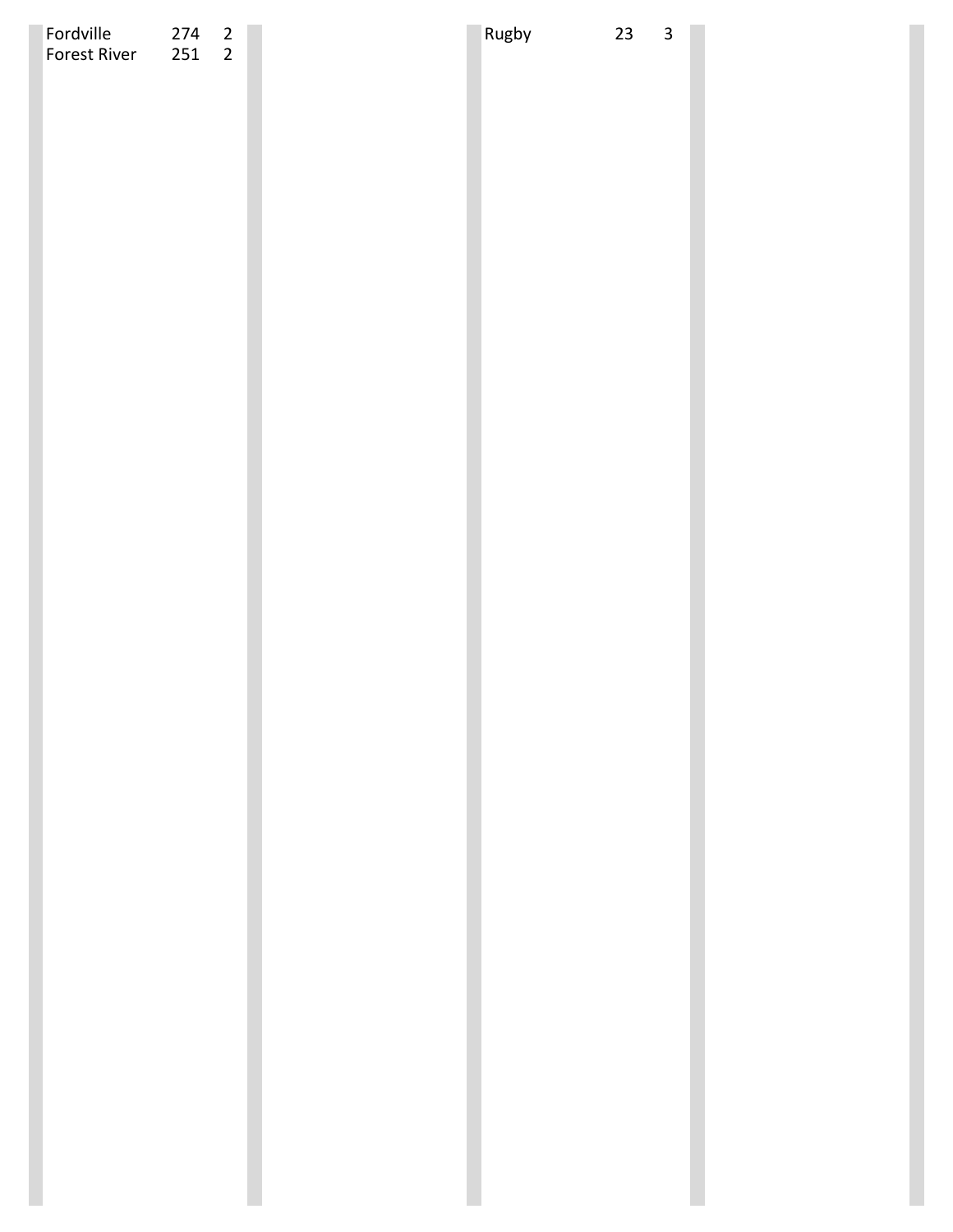| | | |
|---|---|---|
| Fordville | 274 | 2 |
| Forest River | 251 | 2 |
| Rugby | 23 | 3 |